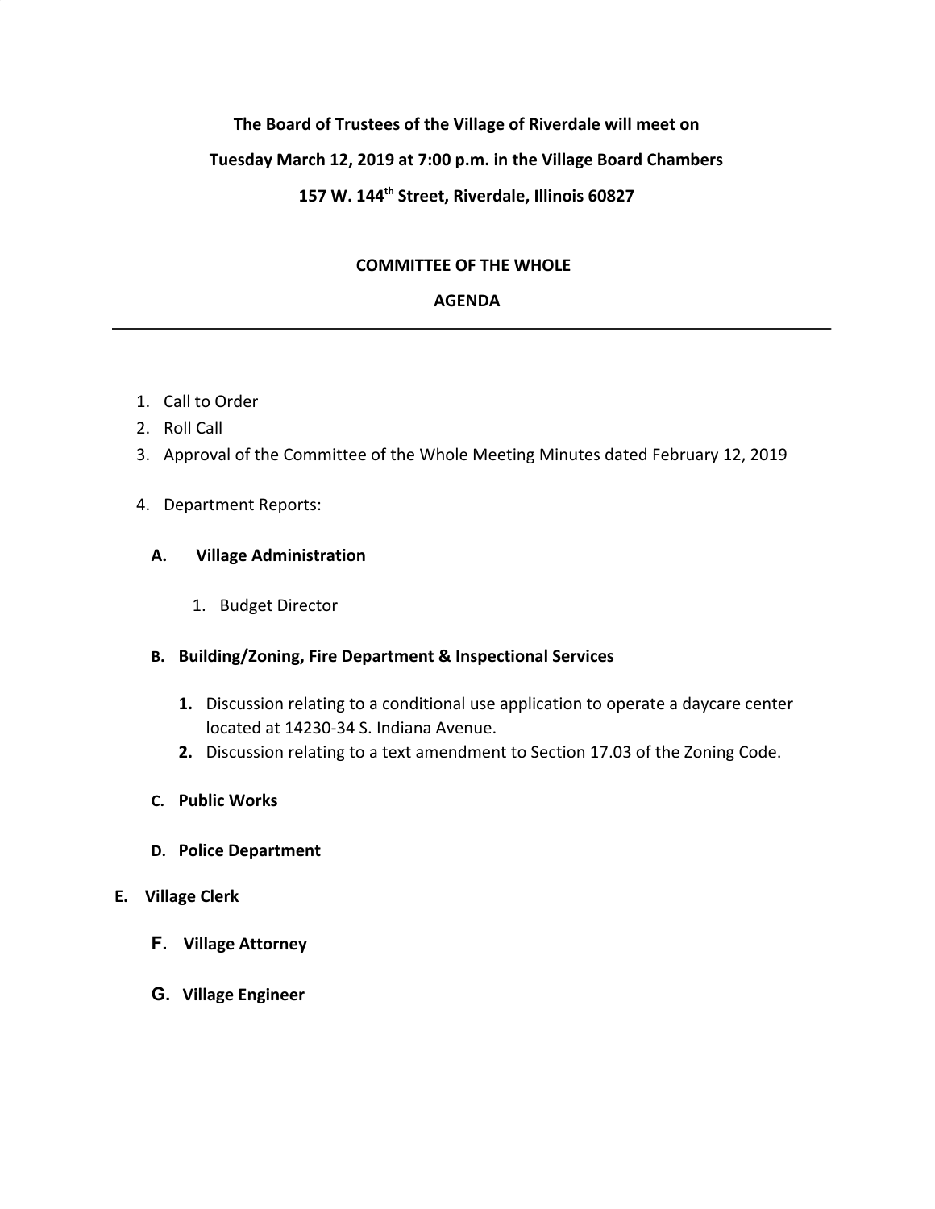**The Board of Trustees of the Village of Riverdale will meet on**

**Tuesday March 12, 2019 at 7:00 p.m. in the Village Board Chambers**

**157 W. 144th Street, Riverdale, Illinois 60827**

## COMMITTEE OF THE WHOLE

## AGENDA

---

1. Call to Order
2. Roll Call
3. Approval of the Committee of the Whole Meeting Minutes dated February 12, 2019
4. Department Reports:

   **A. Village Administration**

      1. Budget Director

   **B. Building/Zoning, Fire Department & Inspectional Services**

      **1.** Discussion relating to a conditional use application to operate a daycare center located at 14230-34 S. Indiana Avenue.
      **2.** Discussion relating to a text amendment to Section 17.03 of the Zoning Code.

   **C. Public Works**

   **D. Police Department**

   **E. Village Clerk**

   **F. Village Attorney**

   **G. Village Engineer**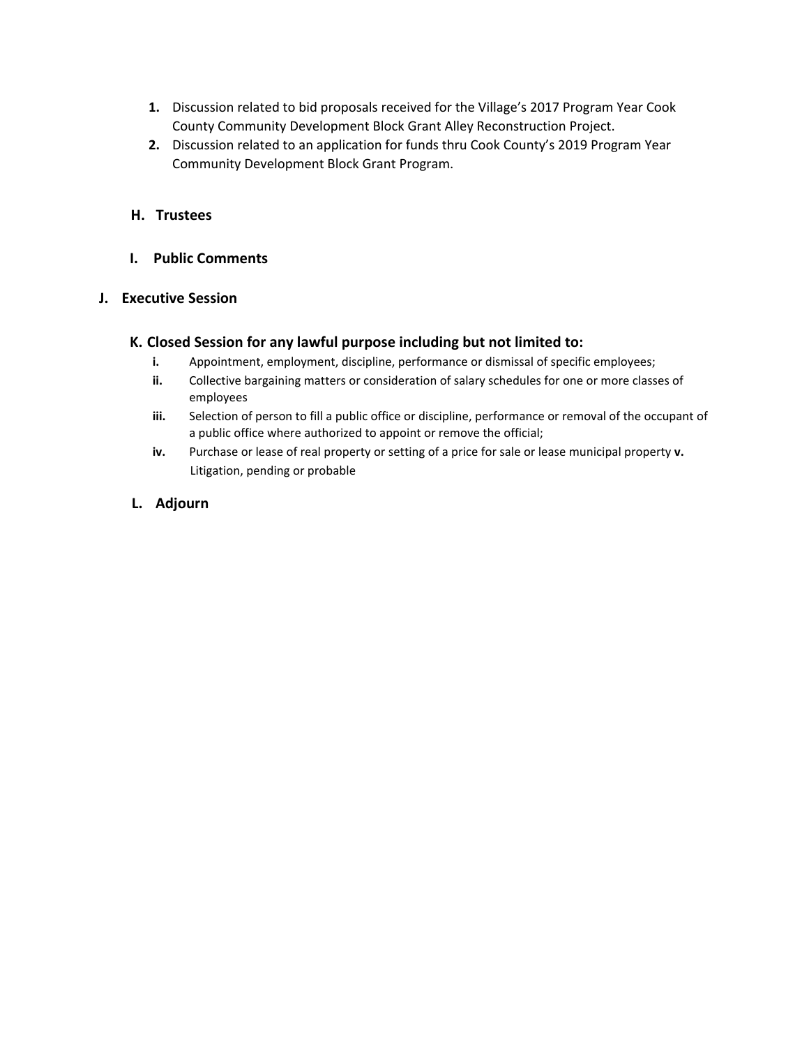1. Discussion related to bid proposals received for the Village's 2017 Program Year Cook County Community Development Block Grant Alley Reconstruction Project.
2. Discussion related to an application for funds thru Cook County's 2019 Program Year Community Development Block Grant Program.

### H. Trustees

### I. Public Comments

### J. Executive Session

### K. Closed Session for any lawful purpose including but not limited to:

- **i.** Appointment, employment, discipline, performance or dismissal of specific employees;
- **ii.** Collective bargaining matters or consideration of salary schedules for one or more classes of employees
- **iii.** Selection of person to fill a public office or discipline, performance or removal of the occupant of a public office where authorized to appoint or remove the official;
- **iv.** Purchase or lease of real property or setting of a price for sale or lease municipal property **v.** Litigation, pending or probable

### L. Adjourn